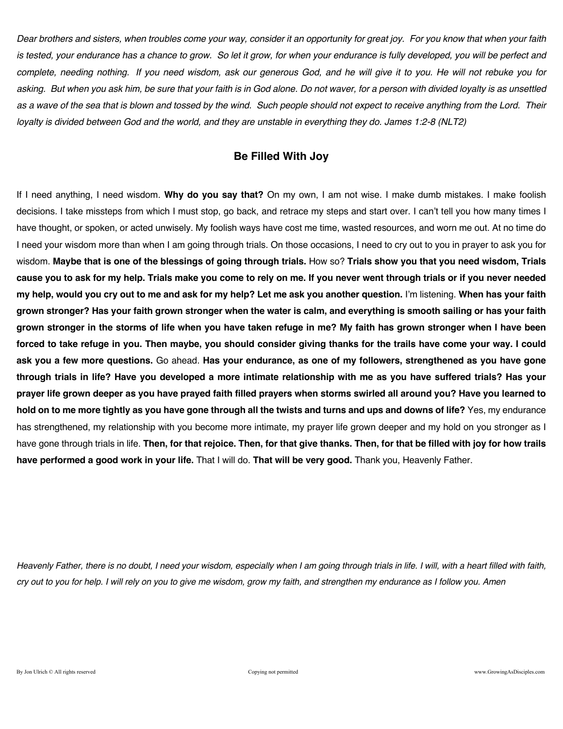*Dear brothers and sisters, when troubles come your way, consider it an opportunity for great joy. For you know that when your faith is tested, your endurance has a chance to grow. So let it grow, for when your endurance is fully developed, you will be perfect and complete, needing nothing. If you need wisdom, ask our generous God, and he will give it to you. He will not rebuke you for asking. But when you ask him, be sure that your faith is in God alone. Do not waver, for a person with divided loyalty is as unsettled as a wave of the sea that is blown and tossed by the wind. Such people should not expect to receive anything from the Lord. Their loyalty is divided between God and the world, and they are unstable in everything they do. James 1:2-8 (NLT2)*

## Be Filled With Joy

If I need anything, I need wisdom. **Why do you say that?** On my own, I am not wise. I make dumb mistakes. I make foolish decisions. I take missteps from which I must stop, go back, and retrace my steps and start over. I can't tell you how many times I have thought, or spoken, or acted unwisely. My foolish ways have cost me time, wasted resources, and worn me out. At no time do I need your wisdom more than when I am going through trials. On those occasions, I need to cry out to you in prayer to ask you for wisdom. **Maybe that is one of the blessings of going through trials.** How so? **Trials show you that you need wisdom, Trials cause you to ask for my help. Trials make you come to rely on me. If you never went through trials or if you never needed my help, would you cry out to me and ask for my help? Let me ask you another question.** I'm listening. **When has your faith grown stronger? Has your faith grown stronger when the water is calm, and everything is smooth sailing or has your faith grown stronger in the storms of life when you have taken refuge in me? My faith has grown stronger when I have been forced to take refuge in you. Then maybe, you should consider giving thanks for the trails have come your way. I could ask you a few more questions.** Go ahead. **Has your endurance, as one of my followers, strengthened as you have gone through trials in life? Have you developed a more intimate relationship with me as you have suffered trials? Has your prayer life grown deeper as you have prayed faith filled prayers when storms swirled all around you? Have you learned to hold on to me more tightly as you have gone through all the twists and turns and ups and downs of life?** Yes, my endurance has strengthened, my relationship with you become more intimate, my prayer life grown deeper and my hold on you stronger as I have gone through trials in life. **Then, for that rejoice. Then, for that give thanks. Then, for that be filled with joy for how trails have performed a good work in your life.** That I will do. **That will be very good.** Thank you, Heavenly Father.

*Heavenly Father, there is no doubt, I need your wisdom, especially when I am going through trials in life. I will, with a heart filled with faith, cry out to you for help. I will rely on you to give me wisdom, grow my faith, and strengthen my endurance as I follow you. Amen*

By Jon Ulrich © All rights reserved    Copying not permitted    www.GrowingAsDisciples.com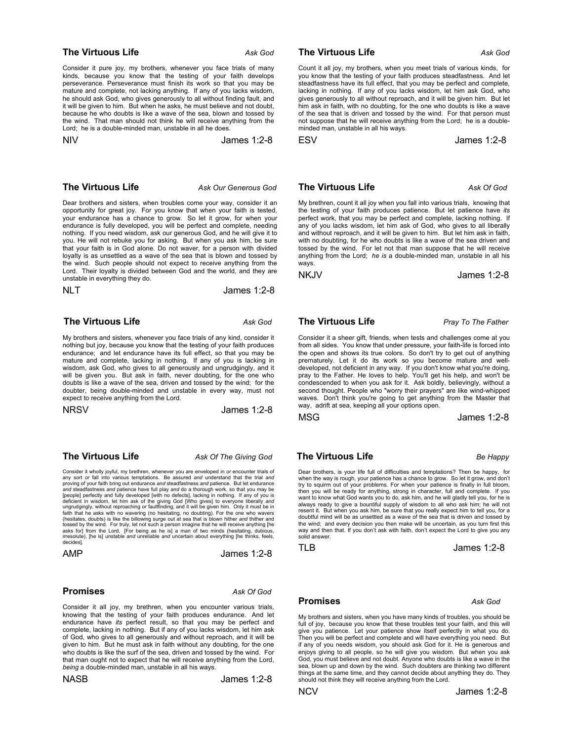**The Virtuous Life** *Ask God*

Consider it pure joy, my brothers, whenever you face trials of many kinds, because you know that the testing of your faith develops perseverance. Perseverance must finish its work so that you may be mature and complete, not lacking anything. If any of you lacks wisdom, he should ask God, who gives generously to all without finding fault, and it will be given to him. But when he asks, he must believe and not doubt, because he who doubts is like a wave of the sea, blown and tossed by the wind. That man should not think he will receive anything from the Lord; he is a double-minded man, unstable in all he does.

NIV James 1:2-8

**The Virtuous Life** *Ask God*

Count it all joy, my brothers, when you meet trials of various kinds, for you know that the testing of your faith produces steadfastness. And let steadfastness have its full effect, that you may be perfect and complete, lacking in nothing. If any of you lacks wisdom, let him ask God, who gives generously to all without reproach, and it will be given him. But let him ask in faith, with no doubting, for the one who doubts is like a wave of the sea that is driven and tossed by the wind. For that person must not suppose that he will receive anything from the Lord; he is a double-minded man, unstable in all his ways.

ESV James 1:2-8

**The Virtuous Life** *Ask Our Generous God*

Dear brothers and sisters, when troubles come your way, consider it an opportunity for great joy. For you know that when your faith is tested, your endurance has a chance to grow. So let it grow, for when your endurance is fully developed, you will be perfect and complete, needing nothing. If you need wisdom, ask our generous God, and he will give it to you. He will not rebuke you for asking. But when you ask him, be sure that your faith is in God alone. Do not waver, for a person with divided loyalty is as unsettled as a wave of the sea that is blown and tossed by the wind. Such people should not expect to receive anything from the Lord. Their loyalty is divided between God and the world, and they are unstable in everything they do.

NLT James 1:2-8

**The Virtuous Life** *Ask Of God*

My brethren, count it all joy when you fall into various trials, knowing that the testing of your faith produces patience. But let patience have *its* perfect work, that you may be perfect and complete, lacking nothing. If any of you lacks wisdom, let him ask of God, who gives to all liberally and without reproach, and it will be given to him. But let him ask in faith, with no doubting, for he who doubts is like a wave of the sea driven and tossed by the wind. For let not that man suppose that he will receive anything from the Lord; *he is* a double-minded man, unstable in all his ways.

NKJV James 1:2-8

**The Virtuous Life** *Ask God*

My brothers and sisters, whenever you face trials of any kind, consider it nothing but joy, because you know that the testing of your faith produces endurance; and let endurance have its full effect, so that you may be mature and complete, lacking in nothing. If any of you is lacking in wisdom, ask God, who gives to all generously and ungrudgingly, and it will be given you. But ask in faith, never doubting, for the one who doubts is like a wave of the sea, driven and tossed by the wind; for the doubter, being double-minded and unstable in every way, must not expect to receive anything from the Lord.

NRSV James 1:2-8

**The Virtuous Life** *Pray To The Father*

Consider it a sheer gift, friends, when tests and challenges come at you from all sides. You know that under pressure, your faith-life is forced into the open and shows its true colors. So don't try to get out of anything prematurely. Let it do its work so you become mature and well-developed, not deficient in any way. If you don't know what you're doing, pray to the Father. He loves to help. You'll get his help, and won't be condescended to when you ask for it. Ask boldly, believingly, without a second thought. People who "worry their prayers" are like wind-whipped waves. Don't think you're going to get anything from the Master that way, adrift at sea, keeping all your options open.

MSG James 1:2-8

**The Virtuous Life** *Ask Of The Giving God*

Consider it wholly joyful, my brethren, whenever you are enveloped in *or* encounter trials of any sort *or* fall into various temptations. Be assured *and* understand that the trial *and* proving of your faith bring out endurance *and* steadfastness *and* patience. But let endurance *and* steadfastness *and* patience have full play *and* do a thorough work, so that you may be [people] perfectly and fully developed [with no defects], lacking in nothing. If any of you is deficient in wisdom, let him ask of the giving God [Who gives] to everyone liberally *and* ungrudgingly, without reproaching *or* faultfinding, and it will be given him. Only it must be in faith that he asks with no wavering (no hesitating, no doubting). For the one who wavers (hesitates, doubts) is like the billowing surge out at sea that is blown hither *and* thither and tossed by the wind. For truly, let not such a person imagine that he will receive anything [he asks for] from the Lord, [For being as he is] a man of two minds (hesitating, dubious, irresolute), [he is] unstable *and* unreliable *and* uncertain about everything [he thinks, feels, decides].

AMP James 1:2-8

**The Virtuous Life** *Be Happy*

Dear brothers, is your life full of difficulties and temptations? Then be happy, for when the way is rough, your patience has a chance to grow. So let it grow, and don't try to squirm out of your problems. For when your patience is finally in full bloom, then you will be ready for anything, strong in character, full and complete. If you want to know what God wants you to do, ask him, and he will gladly tell you, for he is always ready to give a bountiful supply of wisdom to all who ask him; he will not resent it. But when you ask him, be sure that you really expect him to tell you, for a doubtful mind will be as unsettled as a wave of the sea that is driven and tossed by the wind; and every decision you then make will be uncertain, as you turn first this way and then that. If you don't ask with faith, don't expect the Lord to give you any solid answer.

TLB James 1:2-8

**Promises** *Ask Of God*

Consider it all joy, my brethren, when you encounter various trials, knowing that the testing of your faith produces endurance. And let endurance have *its* perfect result, so that you may be perfect and complete, lacking in nothing. But if any of you lacks wisdom, let him ask of God, who gives to all generously and without reproach, and it will be given to him. But he must ask in faith without any doubting, for the one who doubts is like the surf of the sea, driven and tossed by the wind. For that man ought not to expect that he will receive anything from the Lord, *being* a double-minded man, unstable in all his ways.

NASB James 1:2-8

**Promises** *Ask God*

My brothers and sisters, when you have many kinds of troubles, you should be full of joy, because you know that these troubles test your faith, and this will give you patience. Let your patience show itself perfectly in what you do. Then you will be perfect and complete and will have everything you need. But if any of you needs wisdom, you should ask God for it. He is generous and enjoys giving to all people, so he will give you wisdom. But when you ask God, you must believe and not doubt. Anyone who doubts is like a wave in the sea, blown up and down by the wind. Such doubters are thinking two different things at the same time, and they cannot decide about anything they do. They should not think they will receive anything from the Lord.

NCV James 1:2-8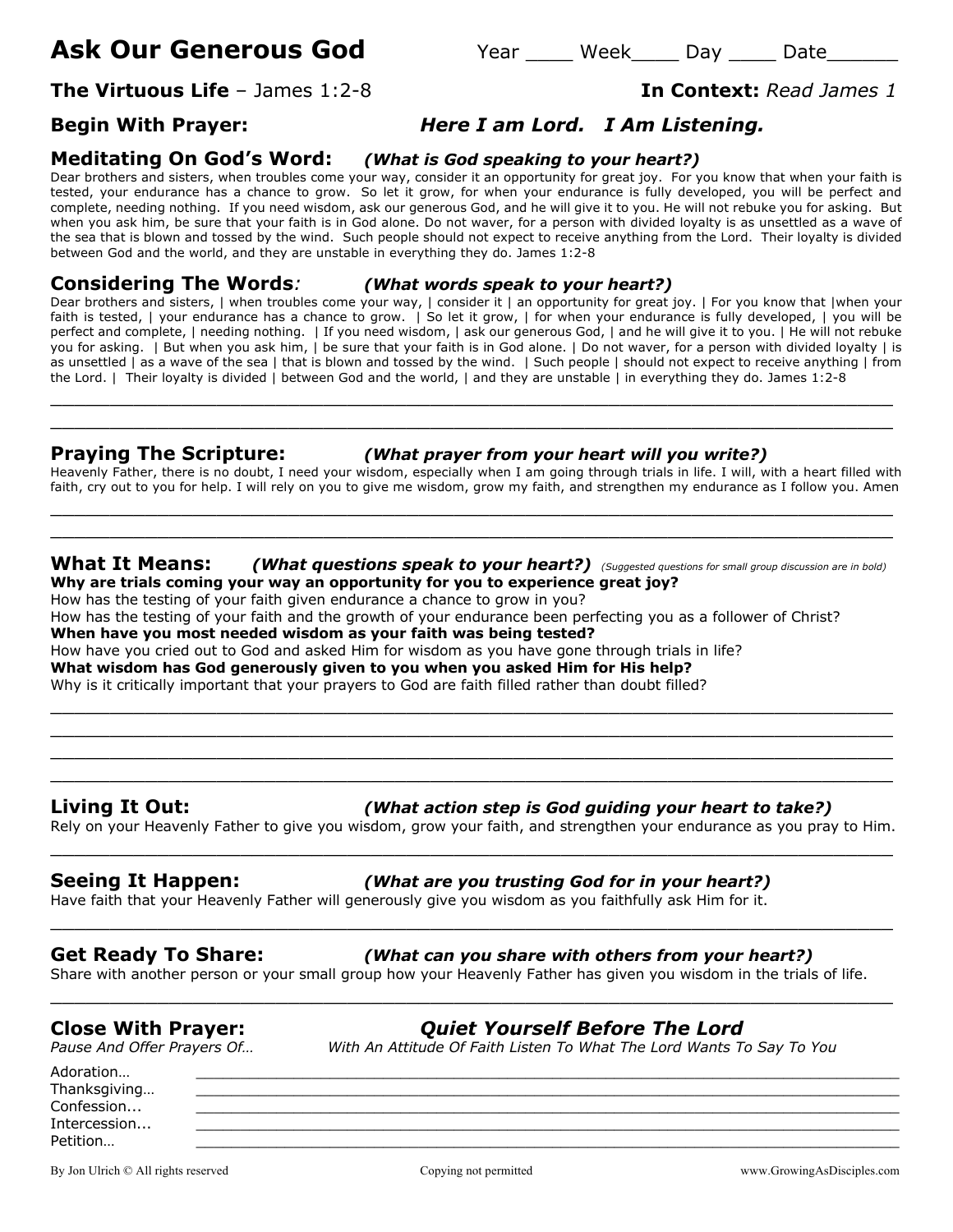# Ask Our Generous God

Year ____ Week____ Day ____ Date______

**The Virtuous Life** – James 1:2-8 **In Context:** *Read James 1*

**Begin With Prayer:** ***Here I am Lord. I Am Listening.***

## Meditating On God's Word: *(What is God speaking to your heart?)*

Dear brothers and sisters, when troubles come your way, consider it an opportunity for great joy. For you know that when your faith is tested, your endurance has a chance to grow. So let it grow, for when your endurance is fully developed, you will be perfect and complete, needing nothing. If you need wisdom, ask our generous God, and he will give it to you. He will not rebuke you for asking. But when you ask him, be sure that your faith is in God alone. Do not waver, for a person with divided loyalty is as unsettled as a wave of the sea that is blown and tossed by the wind. Such people should not expect to receive anything from the Lord. Their loyalty is divided between God and the world, and they are unstable in everything they do. James 1:2-8

## Considering The Words*:* *(What words speak to your heart?)*

Dear brothers and sisters, | when troubles come your way, | consider it | an opportunity for great joy. | For you know that |when your faith is tested, | your endurance has a chance to grow. | So let it grow, | for when your endurance is fully developed, | you will be perfect and complete, | needing nothing. | If you need wisdom, | ask our generous God, | and he will give it to you. | He will not rebuke you for asking. | But when you ask him, | be sure that your faith is in God alone. | Do not waver, for a person with divided loyalty | is as unsettled | as a wave of the sea | that is blown and tossed by the wind. | Such people | should not expect to receive anything | from the Lord. | Their loyalty is divided | between God and the world, | and they are unstable | in everything they do. James 1:2-8

______________________________________________________________________________

______________________________________________________________________________

## Praying The Scripture: *(What prayer from your heart will you write?)*

Heavenly Father, there is no doubt, I need your wisdom, especially when I am going through trials in life. I will, with a heart filled with faith, cry out to you for help. I will rely on you to give me wisdom, grow my faith, and strengthen my endurance as I follow you. Amen

______________________________________________________________________________

______________________________________________________________________________

## What It Means: *(What questions speak to your heart?)* *(Suggested questions for small group discussion are in bold)*

**Why are trials coming your way an opportunity for you to experience great joy?**
How has the testing of your faith given endurance a chance to grow in you?
How has the testing of your faith and the growth of your endurance been perfecting you as a follower of Christ?
**When have you most needed wisdom as your faith was being tested?**
How have you cried out to God and asked Him for wisdom as you have gone through trials in life?
**What wisdom has God generously given to you when you asked Him for His help?**
Why is it critically important that your prayers to God are faith filled rather than doubt filled?

______________________________________________________________________________

______________________________________________________________________________

______________________________________________________________________________

______________________________________________________________________________

## Living It Out: *(What action step is God guiding your heart to take?)*

Rely on your Heavenly Father to give you wisdom, grow your faith, and strengthen your endurance as you pray to Him.

______________________________________________________________________________

## Seeing It Happen: *(What are you trusting God for in your heart?)*

Have faith that your Heavenly Father will generously give you wisdom as you faithfully ask Him for it.

______________________________________________________________________________

## Get Ready To Share: *(What can you share with others from your heart?)*

Share with another person or your small group how your Heavenly Father has given you wisdom in the trials of life.

______________________________________________________________________________

## Close With Prayer: *Quiet Yourself Before The Lord*

*Pause And Offer Prayers Of…* *With An Attitude Of Faith Listen To What The Lord Wants To Say To You*

Adoration… ______________________________________________________________

Thanksgiving… ______________________________________________________________

Confession... ______________________________________________________________

Intercession... ______________________________________________________________

Petition… ______________________________________________________________

By Jon Ulrich © All rights reserved Copying not permitted www.GrowingAsDisciples.com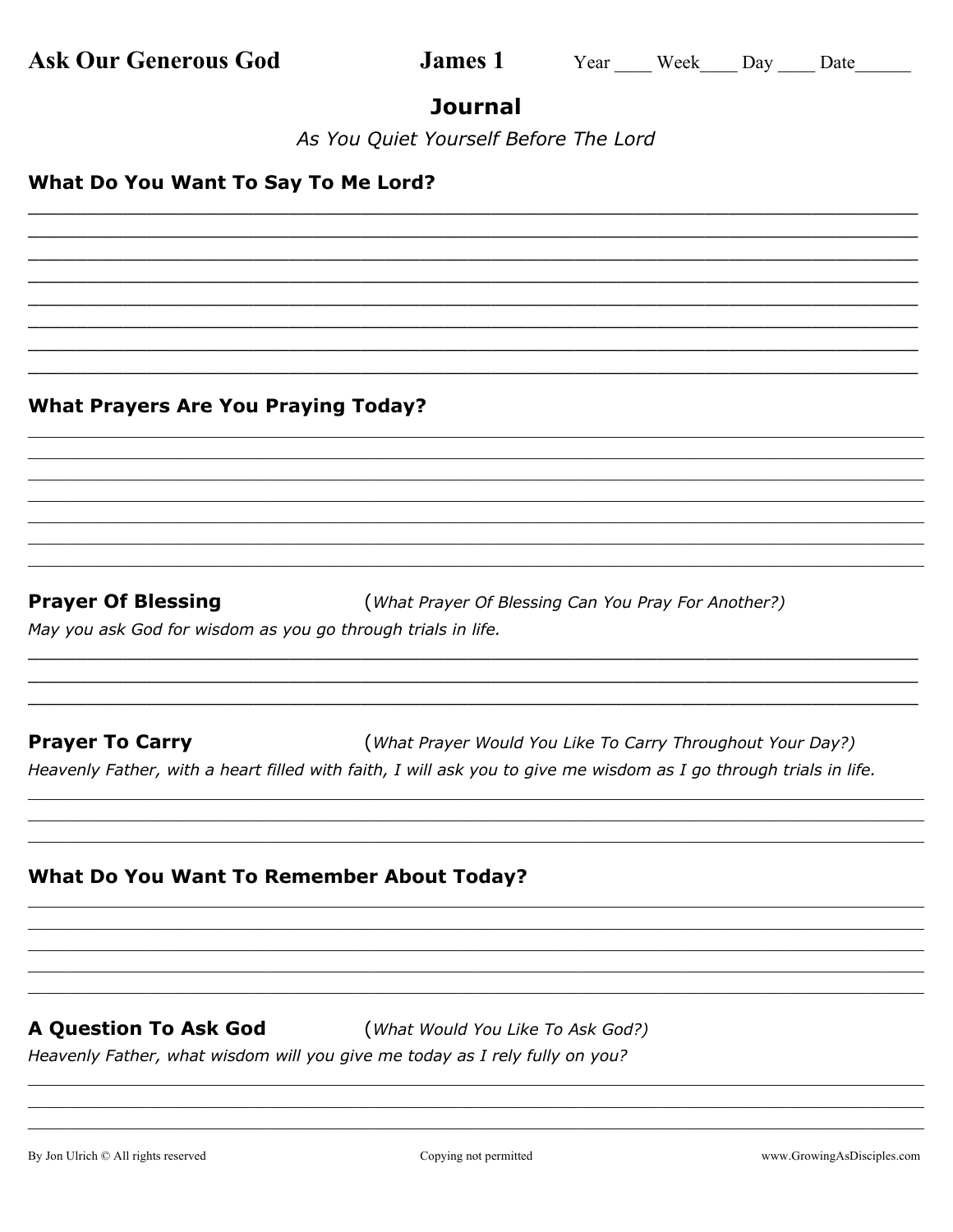**Ask Our Generous God** **James 1** Year ____ Week____ Day ____ Date______

# Journal

*As You Quiet Yourself Before The Lord*

## What Do You Want To Say To Me Lord?

________________________________________________________________________
________________________________________________________________________
________________________________________________________________________
________________________________________________________________________
________________________________________________________________________
________________________________________________________________________
________________________________________________________________________
________________________________________________________________________

## What Prayers Are You Praying Today?

________________________________________________________________________
________________________________________________________________________
________________________________________________________________________
________________________________________________________________________
________________________________________________________________________
________________________________________________________________________
________________________________________________________________________

## Prayer Of Blessing (*What Prayer Of Blessing Can You Pray For Another?*)

*May you ask God for wisdom as you go through trials in life.*

________________________________________________________________________
________________________________________________________________________
________________________________________________________________________

## Prayer To Carry (*What Prayer Would You Like To Carry Throughout Your Day?*)

*Heavenly Father, with a heart filled with faith, I will ask you to give me wisdom as I go through trials in life.*

________________________________________________________________________
________________________________________________________________________
________________________________________________________________________

## What Do You Want To Remember About Today?

________________________________________________________________________
________________________________________________________________________
________________________________________________________________________
________________________________________________________________________
________________________________________________________________________

## A Question To Ask God (*What Would You Like To Ask God?*)

*Heavenly Father, what wisdom will you give me today as I rely fully on you?*

________________________________________________________________________
________________________________________________________________________
________________________________________________________________________

By Jon Ulrich © All rights reserved Copying not permitted www.GrowingAsDisciples.com